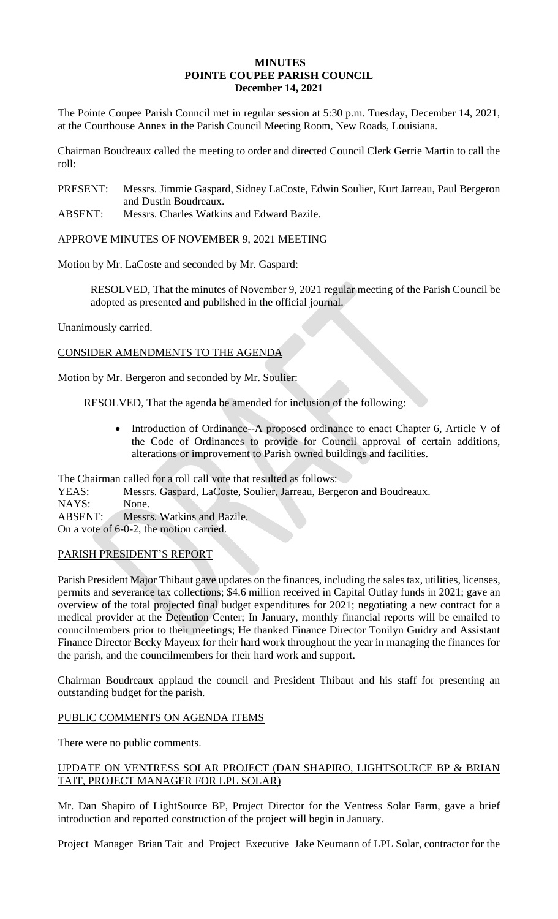# MINUTES
# POINTE COUPEE PARISH COUNCIL
## December 14, 2021

The Pointe Coupee Parish Council met in regular session at 5:30 p.m. Tuesday, December 14, 2021, at the Courthouse Annex in the Parish Council Meeting Room, New Roads, Louisiana.

Chairman Boudreaux called the meeting to order and directed Council Clerk Gerrie Martin to call the roll:

PRESENT: Messrs. Jimmie Gaspard, Sidney LaCoste, Edwin Soulier, Kurt Jarreau, Paul Bergeron and Dustin Boudreaux.
ABSENT: Messrs. Charles Watkins and Edward Bazile.

APPROVE MINUTES OF NOVEMBER 9, 2021 MEETING

Motion by Mr. LaCoste and seconded by Mr. Gaspard:

> RESOLVED, That the minutes of November 9, 2021 regular meeting of the Parish Council be adopted as presented and published in the official journal.

Unanimously carried.

CONSIDER AMENDMENTS TO THE AGENDA

Motion by Mr. Bergeron and seconded by Mr. Soulier:

> RESOLVED, That the agenda be amended for inclusion of the following:
>
> - Introduction of Ordinance--A proposed ordinance to enact Chapter 6, Article V of the Code of Ordinances to provide for Council approval of certain additions, alterations or improvement to Parish owned buildings and facilities.

The Chairman called for a roll call vote that resulted as follows:
YEAS: Messrs. Gaspard, LaCoste, Soulier, Jarreau, Bergeron and Boudreaux.
NAYS: None.
ABSENT: Messrs. Watkins and Bazile.
On a vote of 6-0-2, the motion carried.

PARISH PRESIDENT'S REPORT

Parish President Major Thibaut gave updates on the finances, including the sales tax, utilities, licenses, permits and severance tax collections; $4.6 million received in Capital Outlay funds in 2021; gave an overview of the total projected final budget expenditures for 2021; negotiating a new contract for a medical provider at the Detention Center; In January, monthly financial reports will be emailed to councilmembers prior to their meetings; He thanked Finance Director Tonilyn Guidry and Assistant Finance Director Becky Mayeux for their hard work throughout the year in managing the finances for the parish, and the councilmembers for their hard work and support.

Chairman Boudreaux applaud the council and President Thibaut and his staff for presenting an outstanding budget for the parish.

PUBLIC COMMENTS ON AGENDA ITEMS

There were no public comments.

UPDATE ON VENTRESS SOLAR PROJECT (DAN SHAPIRO, LIGHTSOURCE BP & BRIAN TAIT, PROJECT MANAGER FOR LPL SOLAR)

Mr. Dan Shapiro of LightSource BP, Project Director for the Ventress Solar Farm, gave a brief introduction and reported construction of the project will begin in January.

Project Manager Brian Tait and Project Executive Jake Neumann of LPL Solar, contractor for the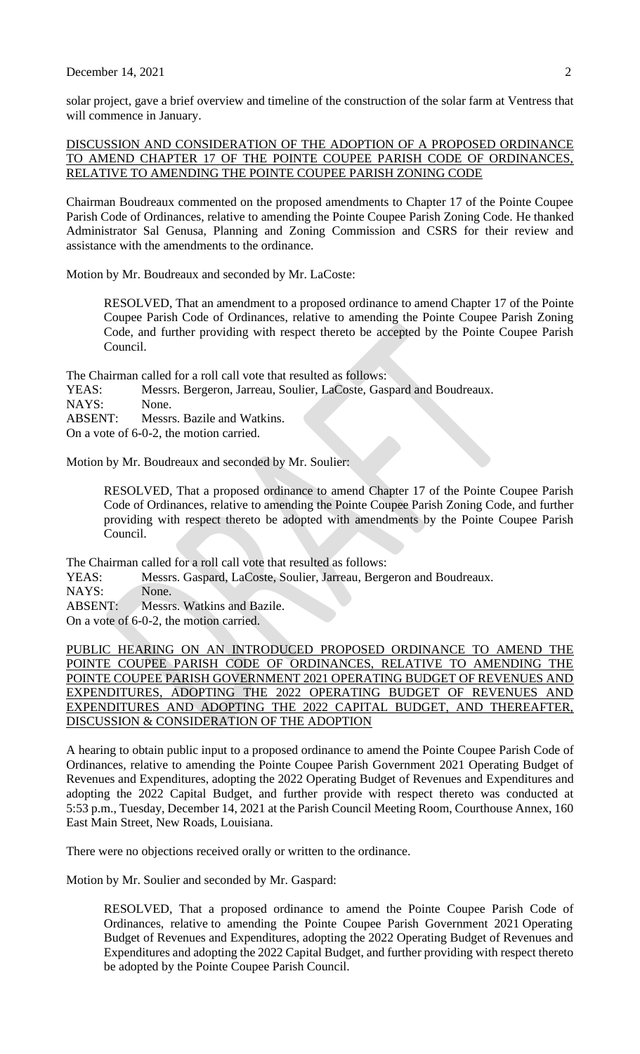solar project, gave a brief overview and timeline of the construction of the solar farm at Ventress that will commence in January.

DISCUSSION AND CONSIDERATION OF THE ADOPTION OF A PROPOSED ORDINANCE TO AMEND CHAPTER 17 OF THE POINTE COUPEE PARISH CODE OF ORDINANCES, RELATIVE TO AMENDING THE POINTE COUPEE PARISH ZONING CODE

Chairman Boudreaux commented on the proposed amendments to Chapter 17 of the Pointe Coupee Parish Code of Ordinances, relative to amending the Pointe Coupee Parish Zoning Code. He thanked Administrator Sal Genusa, Planning and Zoning Commission and CSRS for their review and assistance with the amendments to the ordinance.

Motion by Mr. Boudreaux and seconded by Mr. LaCoste:

> RESOLVED, That an amendment to a proposed ordinance to amend Chapter 17 of the Pointe Coupee Parish Code of Ordinances, relative to amending the Pointe Coupee Parish Zoning Code, and further providing with respect thereto be accepted by the Pointe Coupee Parish Council.

The Chairman called for a roll call vote that resulted as follows:
YEAS: Messrs. Bergeron, Jarreau, Soulier, LaCoste, Gaspard and Boudreaux.
NAYS: None.
ABSENT: Messrs. Bazile and Watkins.
On a vote of 6-0-2, the motion carried.

Motion by Mr. Boudreaux and seconded by Mr. Soulier:

> RESOLVED, That a proposed ordinance to amend Chapter 17 of the Pointe Coupee Parish Code of Ordinances, relative to amending the Pointe Coupee Parish Zoning Code, and further providing with respect thereto be adopted with amendments by the Pointe Coupee Parish Council.

The Chairman called for a roll call vote that resulted as follows:
YEAS: Messrs. Gaspard, LaCoste, Soulier, Jarreau, Bergeron and Boudreaux.
NAYS: None.
ABSENT: Messrs. Watkins and Bazile.
On a vote of 6-0-2, the motion carried.

PUBLIC HEARING ON AN INTRODUCED PROPOSED ORDINANCE TO AMEND THE POINTE COUPEE PARISH CODE OF ORDINANCES, RELATIVE TO AMENDING THE POINTE COUPEE PARISH GOVERNMENT 2021 OPERATING BUDGET OF REVENUES AND EXPENDITURES, ADOPTING THE 2022 OPERATING BUDGET OF REVENUES AND EXPENDITURES AND ADOPTING THE 2022 CAPITAL BUDGET, AND THEREAFTER, DISCUSSION & CONSIDERATION OF THE ADOPTION

A hearing to obtain public input to a proposed ordinance to amend the Pointe Coupee Parish Code of Ordinances, relative to amending the Pointe Coupee Parish Government 2021 Operating Budget of Revenues and Expenditures, adopting the 2022 Operating Budget of Revenues and Expenditures and adopting the 2022 Capital Budget, and further provide with respect thereto was conducted at 5:53 p.m., Tuesday, December 14, 2021 at the Parish Council Meeting Room, Courthouse Annex, 160 East Main Street, New Roads, Louisiana.

There were no objections received orally or written to the ordinance.

Motion by Mr. Soulier and seconded by Mr. Gaspard:

> RESOLVED, That a proposed ordinance to amend the Pointe Coupee Parish Code of Ordinances, relative to amending the Pointe Coupee Parish Government 2021 Operating Budget of Revenues and Expenditures, adopting the 2022 Operating Budget of Revenues and Expenditures and adopting the 2022 Capital Budget, and further providing with respect thereto be adopted by the Pointe Coupee Parish Council.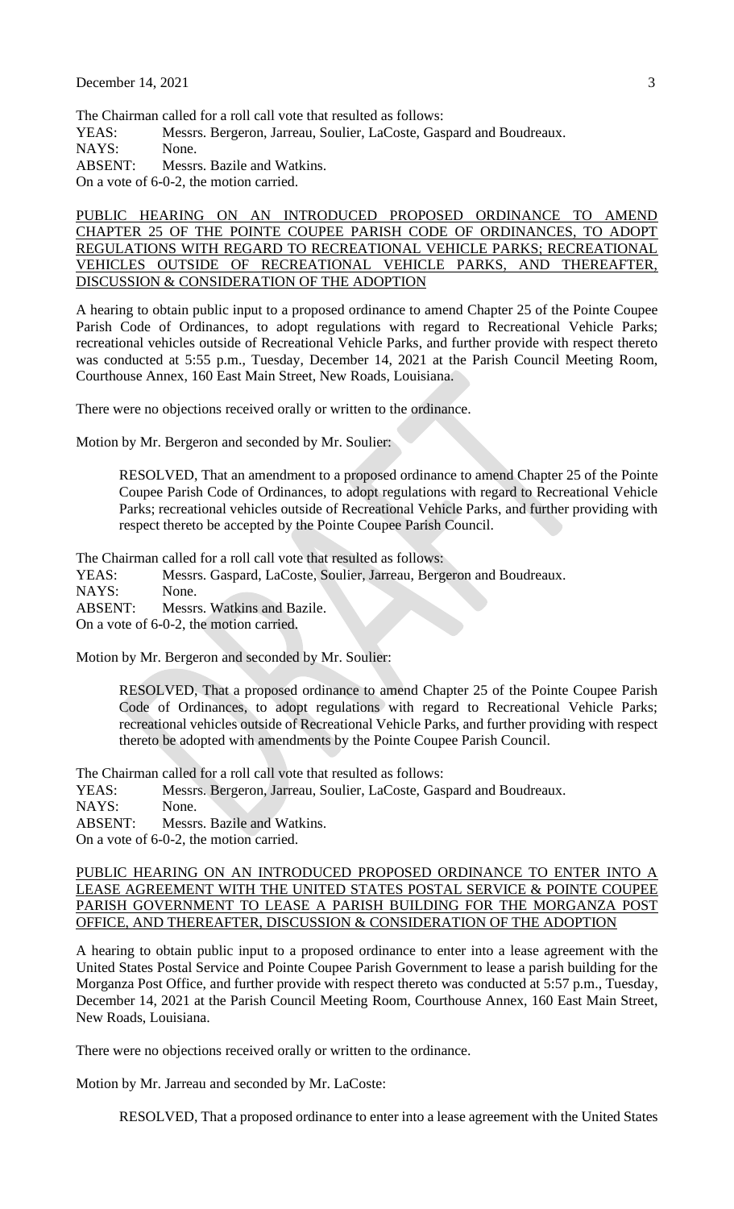The Chairman called for a roll call vote that resulted as follows:
YEAS: Messrs. Bergeron, Jarreau, Soulier, LaCoste, Gaspard and Boudreaux.
NAYS: None.
ABSENT: Messrs. Bazile and Watkins.
On a vote of 6-0-2, the motion carried.

PUBLIC HEARING ON AN INTRODUCED PROPOSED ORDINANCE TO AMEND CHAPTER 25 OF THE POINTE COUPEE PARISH CODE OF ORDINANCES, TO ADOPT REGULATIONS WITH REGARD TO RECREATIONAL VEHICLE PARKS; RECREATIONAL VEHICLES OUTSIDE OF RECREATIONAL VEHICLE PARKS, AND THEREAFTER, DISCUSSION & CONSIDERATION OF THE ADOPTION

A hearing to obtain public input to a proposed ordinance to amend Chapter 25 of the Pointe Coupee Parish Code of Ordinances, to adopt regulations with regard to Recreational Vehicle Parks; recreational vehicles outside of Recreational Vehicle Parks, and further provide with respect thereto was conducted at 5:55 p.m., Tuesday, December 14, 2021 at the Parish Council Meeting Room, Courthouse Annex, 160 East Main Street, New Roads, Louisiana.

There were no objections received orally or written to the ordinance.

Motion by Mr. Bergeron and seconded by Mr. Soulier:

> RESOLVED, That an amendment to a proposed ordinance to amend Chapter 25 of the Pointe Coupee Parish Code of Ordinances, to adopt regulations with regard to Recreational Vehicle Parks; recreational vehicles outside of Recreational Vehicle Parks, and further providing with respect thereto be accepted by the Pointe Coupee Parish Council.

The Chairman called for a roll call vote that resulted as follows:
YEAS: Messrs. Gaspard, LaCoste, Soulier, Jarreau, Bergeron and Boudreaux.
NAYS: None.
ABSENT: Messrs. Watkins and Bazile.
On a vote of 6-0-2, the motion carried.

Motion by Mr. Bergeron and seconded by Mr. Soulier:

> RESOLVED, That a proposed ordinance to amend Chapter 25 of the Pointe Coupee Parish Code of Ordinances, to adopt regulations with regard to Recreational Vehicle Parks; recreational vehicles outside of Recreational Vehicle Parks, and further providing with respect thereto be adopted with amendments by the Pointe Coupee Parish Council.

The Chairman called for a roll call vote that resulted as follows:
YEAS: Messrs. Bergeron, Jarreau, Soulier, LaCoste, Gaspard and Boudreaux.
NAYS: None.
ABSENT: Messrs. Bazile and Watkins.
On a vote of 6-0-2, the motion carried.

PUBLIC HEARING ON AN INTRODUCED PROPOSED ORDINANCE TO ENTER INTO A LEASE AGREEMENT WITH THE UNITED STATES POSTAL SERVICE & POINTE COUPEE PARISH GOVERNMENT TO LEASE A PARISH BUILDING FOR THE MORGANZA POST OFFICE, AND THEREAFTER, DISCUSSION & CONSIDERATION OF THE ADOPTION

A hearing to obtain public input to a proposed ordinance to enter into a lease agreement with the United States Postal Service and Pointe Coupee Parish Government to lease a parish building for the Morganza Post Office, and further provide with respect thereto was conducted at 5:57 p.m., Tuesday, December 14, 2021 at the Parish Council Meeting Room, Courthouse Annex, 160 East Main Street, New Roads, Louisiana.

There were no objections received orally or written to the ordinance.

Motion by Mr. Jarreau and seconded by Mr. LaCoste:

> RESOLVED, That a proposed ordinance to enter into a lease agreement with the United States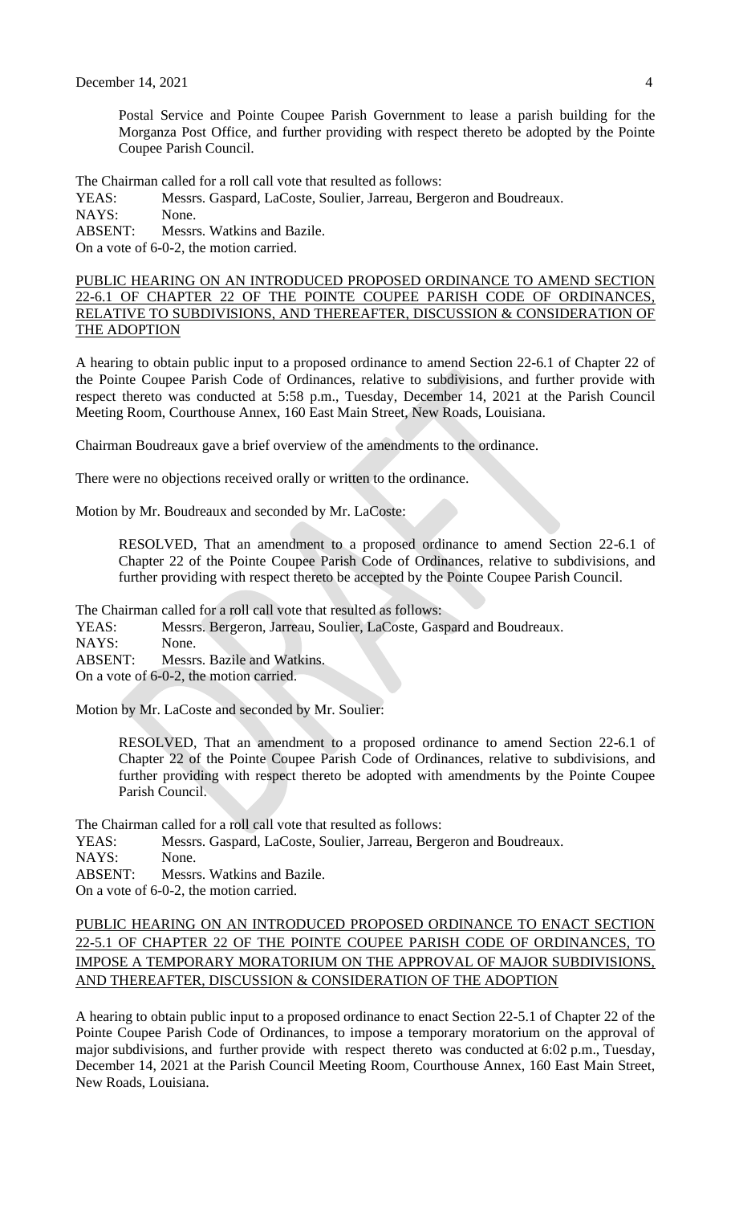Postal Service and Pointe Coupee Parish Government to lease a parish building for the Morganza Post Office, and further providing with respect thereto be adopted by the Pointe Coupee Parish Council.

The Chairman called for a roll call vote that resulted as follows:
YEAS: Messrs. Gaspard, LaCoste, Soulier, Jarreau, Bergeron and Boudreaux.
NAYS: None.
ABSENT: Messrs. Watkins and Bazile.
On a vote of 6-0-2, the motion carried.

PUBLIC HEARING ON AN INTRODUCED PROPOSED ORDINANCE TO AMEND SECTION 22-6.1 OF CHAPTER 22 OF THE POINTE COUPEE PARISH CODE OF ORDINANCES, RELATIVE TO SUBDIVISIONS, AND THEREAFTER, DISCUSSION & CONSIDERATION OF THE ADOPTION

A hearing to obtain public input to a proposed ordinance to amend Section 22-6.1 of Chapter 22 of the Pointe Coupee Parish Code of Ordinances, relative to subdivisions, and further provide with respect thereto was conducted at 5:58 p.m., Tuesday, December 14, 2021 at the Parish Council Meeting Room, Courthouse Annex, 160 East Main Street, New Roads, Louisiana.

Chairman Boudreaux gave a brief overview of the amendments to the ordinance.

There were no objections received orally or written to the ordinance.

Motion by Mr. Boudreaux and seconded by Mr. LaCoste:

> RESOLVED, That an amendment to a proposed ordinance to amend Section 22-6.1 of Chapter 22 of the Pointe Coupee Parish Code of Ordinances, relative to subdivisions, and further providing with respect thereto be accepted by the Pointe Coupee Parish Council.

The Chairman called for a roll call vote that resulted as follows:
YEAS: Messrs. Bergeron, Jarreau, Soulier, LaCoste, Gaspard and Boudreaux.
NAYS: None.
ABSENT: Messrs. Bazile and Watkins.
On a vote of 6-0-2, the motion carried.

Motion by Mr. LaCoste and seconded by Mr. Soulier:

> RESOLVED, That an amendment to a proposed ordinance to amend Section 22-6.1 of Chapter 22 of the Pointe Coupee Parish Code of Ordinances, relative to subdivisions, and further providing with respect thereto be adopted with amendments by the Pointe Coupee Parish Council.

The Chairman called for a roll call vote that resulted as follows:
YEAS: Messrs. Gaspard, LaCoste, Soulier, Jarreau, Bergeron and Boudreaux.
NAYS: None.
ABSENT: Messrs. Watkins and Bazile.
On a vote of 6-0-2, the motion carried.

PUBLIC HEARING ON AN INTRODUCED PROPOSED ORDINANCE TO ENACT SECTION 22-5.1 OF CHAPTER 22 OF THE POINTE COUPEE PARISH CODE OF ORDINANCES, TO IMPOSE A TEMPORARY MORATORIUM ON THE APPROVAL OF MAJOR SUBDIVISIONS, AND THEREAFTER, DISCUSSION & CONSIDERATION OF THE ADOPTION

A hearing to obtain public input to a proposed ordinance to enact Section 22-5.1 of Chapter 22 of the Pointe Coupee Parish Code of Ordinances, to impose a temporary moratorium on the approval of major subdivisions, and further provide with respect thereto was conducted at 6:02 p.m., Tuesday, December 14, 2021 at the Parish Council Meeting Room, Courthouse Annex, 160 East Main Street, New Roads, Louisiana.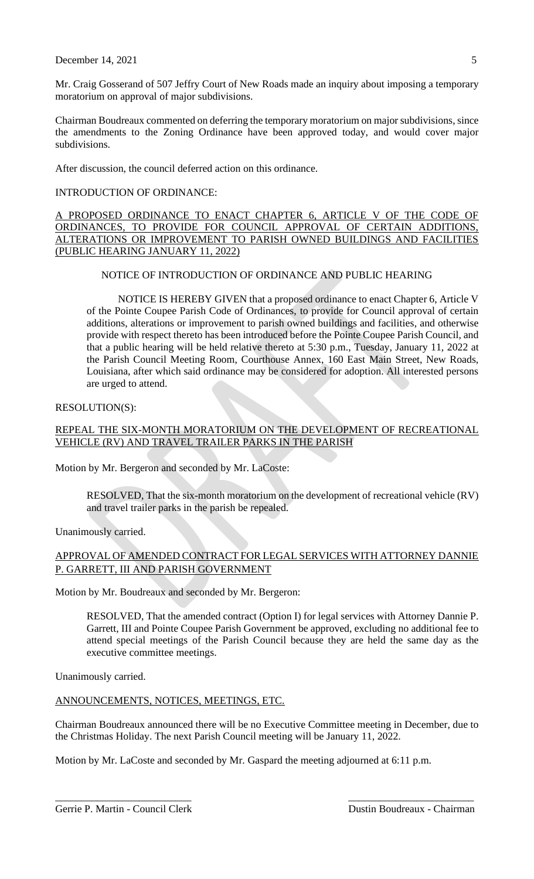Mr. Craig Gosserand of 507 Jeffry Court of New Roads made an inquiry about imposing a temporary moratorium on approval of major subdivisions.

Chairman Boudreaux commented on deferring the temporary moratorium on major subdivisions, since the amendments to the Zoning Ordinance have been approved today, and would cover major subdivisions.

After discussion, the council deferred action on this ordinance.

INTRODUCTION OF ORDINANCE:

A PROPOSED ORDINANCE TO ENACT CHAPTER 6, ARTICLE V OF THE CODE OF ORDINANCES, TO PROVIDE FOR COUNCIL APPROVAL OF CERTAIN ADDITIONS, ALTERATIONS OR IMPROVEMENT TO PARISH OWNED BUILDINGS AND FACILITIES (PUBLIC HEARING JANUARY 11, 2022)

NOTICE OF INTRODUCTION OF ORDINANCE AND PUBLIC HEARING

NOTICE IS HEREBY GIVEN that a proposed ordinance to enact Chapter 6, Article V of the Pointe Coupee Parish Code of Ordinances, to provide for Council approval of certain additions, alterations or improvement to parish owned buildings and facilities, and otherwise provide with respect thereto has been introduced before the Pointe Coupee Parish Council, and that a public hearing will be held relative thereto at 5:30 p.m., Tuesday, January 11, 2022 at the Parish Council Meeting Room, Courthouse Annex, 160 East Main Street, New Roads, Louisiana, after which said ordinance may be considered for adoption. All interested persons are urged to attend.

RESOLUTION(S):

REPEAL THE SIX-MONTH MORATORIUM ON THE DEVELOPMENT OF RECREATIONAL VEHICLE (RV) AND TRAVEL TRAILER PARKS IN THE PARISH

Motion by Mr. Bergeron and seconded by Mr. LaCoste:

RESOLVED, That the six-month moratorium on the development of recreational vehicle (RV) and travel trailer parks in the parish be repealed.

Unanimously carried.

APPROVAL OF AMENDED CONTRACT FOR LEGAL SERVICES WITH ATTORNEY DANNIE P. GARRETT, III AND PARISH GOVERNMENT

Motion by Mr. Boudreaux and seconded by Mr. Bergeron:

RESOLVED, That the amended contract (Option I) for legal services with Attorney Dannie P. Garrett, III and Pointe Coupee Parish Government be approved, excluding no additional fee to attend special meetings of the Parish Council because they are held the same day as the executive committee meetings.

Unanimously carried.

ANNOUNCEMENTS, NOTICES, MEETINGS, ETC.

Chairman Boudreaux announced there will be no Executive Committee meeting in December, due to the Christmas Holiday. The next Parish Council meeting will be January 11, 2022.

Motion by Mr. LaCoste and seconded by Mr. Gaspard the meeting adjourned at 6:11 p.m.

\_\_\_\_\_\_\_\_\_\_\_\_\_\_\_\_\_\_\_\_\_\_\_\_\_\_
Gerrie P. Martin - Council Clerk

\_\_\_\_\_\_\_\_\_\_\_\_\_\_\_\_\_\_\_\_\_\_\_\_\_\_
Dustin Boudreaux - Chairman